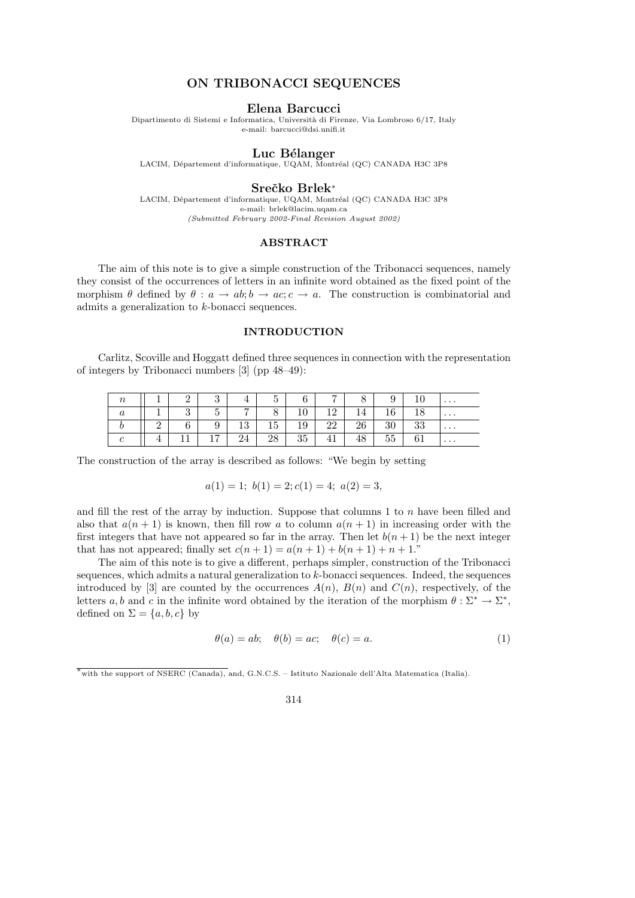# ON TRIBONACCI SEQUENCES

## Elena Barcucci

Dipartimento di Sistemi e Informatica, Università di Firenze, Via Lombroso 6/17, Italy
e-mail: barcucci@dsi.unifi.it

## Luc Bélanger

LACIM, Département d'informatique, UQAM, Montréal (QC) CANADA H3C 3P8

## Srečko Brlek*

LACIM, Département d'informatique, UQAM, Montréal (QC) CANADA H3C 3P8
e-mail: brlek@lacim.uqam.ca

*(Submitted February 2002-Final Revision August 2002)*

### ABSTRACT

The aim of this note is to give a simple construction of the Tribonacci sequences, namely they consist of the occurrences of letters in an infinite word obtained as the fixed point of the morphism $\theta$ defined by $\theta : a \to ab; b \to ac; c \to a$. The construction is combinatorial and admits a generalization to $k$-bonacci sequences.

### INTRODUCTION

Carlitz, Scoville and Hoggatt defined three sequences in connection with the representation of integers by Tribonacci numbers [3] (pp 48–49):

| $n$ | 1 | 2 | 3 | 4 | 5 | 6 | 7 | 8 | 9 | 10 | ... |
|---|---|---|---|---|---|---|---|---|---|---|---|
| $a$ | 1 | 3 | 5 | 7 | 8 | 10 | 12 | 14 | 16 | 18 | ... |
| $b$ | 2 | 6 | 9 | 13 | 15 | 19 | 22 | 26 | 30 | 33 | ... |
| $c$ | 4 | 11 | 17 | 24 | 28 | 35 | 41 | 48 | 55 | 61 | ... |

The construction of the array is described as follows: "We begin by setting

$$a(1) = 1;\ b(1) = 2; c(1) = 4;\ a(2) = 3,$$

and fill the rest of the array by induction. Suppose that columns 1 to $n$ have been filled and also that $a(n+1)$ is known, then fill row $a$ to column $a(n+1)$ in increasing order with the first integers that have not appeared so far in the array. Then let $b(n+1)$ be the next integer that has not appeared; finally set $c(n+1) = a(n+1) + b(n+1) + n + 1$."

The aim of this note is to give a different, perhaps simpler, construction of the Tribonacci sequences, which admits a natural generalization to $k$-bonacci sequences. Indeed, the sequences introduced by [3] are counted by the occurrences $A(n)$, $B(n)$ and $C(n)$, respectively, of the letters $a, b$ and $c$ in the infinite word obtained by the iteration of the morphism $\theta : \Sigma^* \to \Sigma^*$, defined on $\Sigma = \{a, b, c\}$ by

$$\theta(a) = ab; \quad \theta(b) = ac; \quad \theta(c) = a. \tag{1}$$

*with the support of NSERC (Canada), and, G.N.C.S. – Istituto Nazionale dell'Alta Matematica (Italia).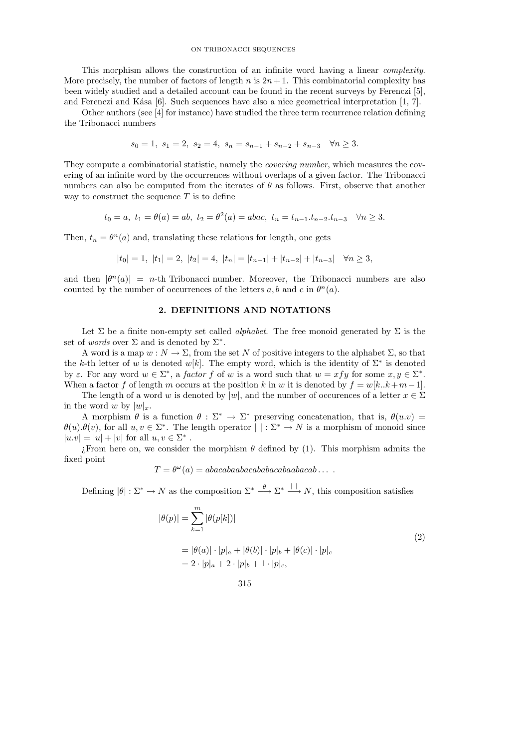This morphism allows the construction of an infinite word having a linear *complexity*. More precisely, the number of factors of length $n$ is $2n+1$. This combinatorial complexity has been widely studied and a detailed account can be found in the recent surveys by Ferenczi [5], and Ferenczi and Kása [6]. Such sequences have also a nice geometrical interpretation [1, 7].

Other authors (see [4] for instance) have studied the three term recurrence relation defining the Tribonacci numbers

$$s_0 = 1,\ s_1 = 2,\ s_2 = 4,\ s_n = s_{n-1} + s_{n-2} + s_{n-3} \quad \forall n \geq 3.$$

They compute a combinatorial statistic, namely the *covering number*, which measures the covering of an infinite word by the occurrences without overlaps of a given factor. The Tribonacci numbers can also be computed from the iterates of $\theta$ as follows. First, observe that another way to construct the sequence $T$ is to define

$$t_0 = a,\ t_1 = \theta(a) = ab,\ t_2 = \theta^2(a) = abac,\ t_n = t_{n-1}.t_{n-2}.t_{n-3} \quad \forall n \geq 3.$$

Then, $t_n = \theta^n(a)$ and, translating these relations for length, one gets

$$|t_0| = 1,\ |t_1| = 2,\ |t_2| = 4,\ |t_n| = |t_{n-1}| + |t_{n-2}| + |t_{n-3}| \quad \forall n \geq 3,$$

and then $|\theta^n(a)| = n$-th Tribonacci number. Moreover, the Tribonacci numbers are also counted by the number of occurrences of the letters $a, b$ and $c$ in $\theta^n(a)$.

## 2. DEFINITIONS AND NOTATIONS

Let $\Sigma$ be a finite non-empty set called *alphabet*. The free monoid generated by $\Sigma$ is the set of *words* over $\Sigma$ and is denoted by $\Sigma^*$.

A word is a map $w : N \to \Sigma$, from the set $N$ of positive integers to the alphabet $\Sigma$, so that the $k$-th letter of $w$ is denoted $w[k]$. The empty word, which is the identity of $\Sigma^*$ is denoted by $\varepsilon$. For any word $w \in \Sigma^*$, a *factor* $f$ of $w$ is a word such that $w = xfy$ for some $x, y \in \Sigma^*$. When a factor $f$ of length $m$ occurs at the position $k$ in $w$ it is denoted by $f = w[k..k+m-1]$.

The length of a word $w$ is denoted by $|w|$, and the number of occurences of a letter $x \in \Sigma$ in the word $w$ by $|w|_x$.

A morphism $\theta$ is a function $\theta : \Sigma^* \to \Sigma^*$ preserving concatenation, that is, $\theta(u.v) = \theta(u).\theta(v)$, for all $u, v \in \Sigma^*$. The length operator $|\ | : \Sigma^* \to N$ is a morphism of monoid since $|u.v| = |u| + |v|$ for all $u, v \in \Sigma^*$.

¿From here on, we consider the morphism $\theta$ defined by (1). This morphism admits the fixed point

$$T = \theta^\omega(a) = abacabaabacababacabaabacab\ldots\ .$$

Defining $|\theta| : \Sigma^* \to N$ as the composition $\Sigma^* \xrightarrow{\theta} \Sigma^* \xrightarrow{|\ |} N$, this composition satisfies

$$\begin{aligned} |\theta(p)| &= \sum_{k=1}^{m} |\theta(p[k])| \\ &= |\theta(a)| \cdot |p|_a + |\theta(b)| \cdot |p|_b + |\theta(c)| \cdot |p|_c \\ &= 2 \cdot |p|_a + 2 \cdot |p|_b + 1 \cdot |p|_c, \end{aligned} \tag{2}$$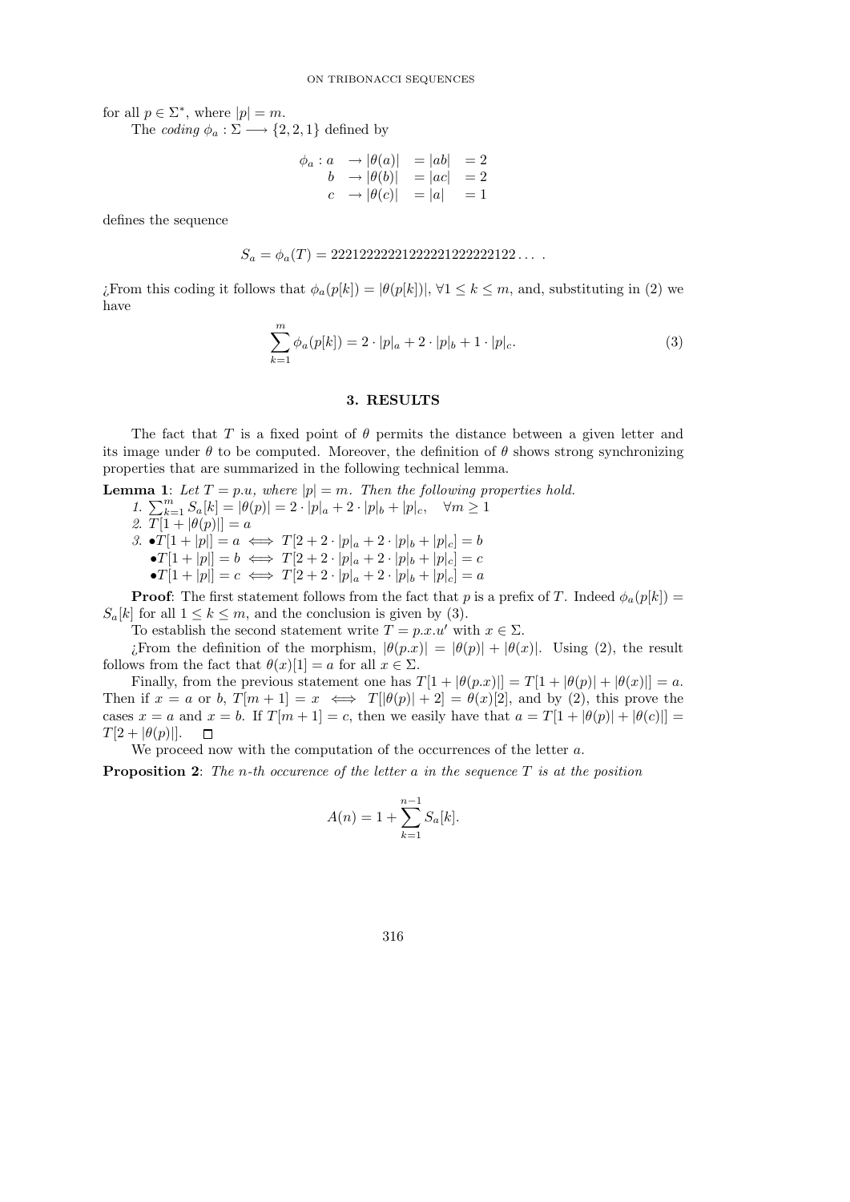for all $p \in \Sigma^*$, where $|p| = m$.

The *coding* $\phi_a : \Sigma \longrightarrow \{2, 2, 1\}$ defined by

$$\begin{aligned} \phi_a : a \quad &\to |\theta(a)| \quad = |ab| \quad = 2 \\ b \quad &\to |\theta(b)| \quad = |ac| \quad = 2 \\ c \quad &\to |\theta(c)| \quad = |a| \quad = 1 \end{aligned}$$

defines the sequence

$$S_a = \phi_a(T) = 2221222222122222122222122\dots\ .$$

¿From this coding it follows that $\phi_a(p[k]) = |\theta(p[k])|$, $\forall 1 \le k \le m$, and, substituting in (2) we have

$$\sum_{k=1}^{m} \phi_a(p[k]) = 2 \cdot |p|_a + 2 \cdot |p|_b + 1 \cdot |p|_c. \tag{3}$$

## 3. RESULTS

The fact that $T$ is a fixed point of $\theta$ permits the distance between a given letter and its image under $\theta$ to be computed. Moreover, the definition of $\theta$ shows strong synchronizing properties that are summarized in the following technical lemma.

**Lemma 1**: *Let $T = p.u$, where $|p| = m$. Then the following properties hold.*

1. $\sum_{k=1}^{m} S_a[k] = |\theta(p)| = 2 \cdot |p|_a + 2 \cdot |p|_b + |p|_c, \quad \forall m \ge 1$
2. $T[1 + |\theta(p)|] = a$
3. • $T[1 + |p|] = a \iff T[2 + 2 \cdot |p|_a + 2 \cdot |p|_b + |p|_c] = b$
   • $T[1 + |p|] = b \iff T[2 + 2 \cdot |p|_a + 2 \cdot |p|_b + |p|_c] = c$
   • $T[1 + |p|] = c \iff T[2 + 2 \cdot |p|_a + 2 \cdot |p|_b + |p|_c] = a$

**Proof**: The first statement follows from the fact that $p$ is a prefix of $T$. Indeed $\phi_a(p[k]) = S_a[k]$ for all $1 \le k \le m$, and the conclusion is given by (3).

To establish the second statement write $T = p.x.u'$ with $x \in \Sigma$.

¿From the definition of the morphism, $|\theta(p.x)| = |\theta(p)| + |\theta(x)|$. Using (2), the result follows from the fact that $\theta(x)[1] = a$ for all $x \in \Sigma$.

Finally, from the previous statement one has $T[1 + |\theta(p.x)|] = T[1 + |\theta(p)| + |\theta(x)|] = a$. Then if $x = a$ or $b$, $T[m + 1] = x \iff T[|\theta(p)| + 2] = \theta(x)[2]$, and by (2), this prove the cases $x = a$ and $x = b$. If $T[m + 1] = c$, then we easily have that $a = T[1 + |\theta(p)| + |\theta(c)|] = T[2 + |\theta(p)|]$. $\square$

We proceed now with the computation of the occurrences of the letter $a$.

**Proposition 2**: *The $n$-th occurence of the letter $a$ in the sequence $T$ is at the position*

$$A(n) = 1 + \sum_{k=1}^{n-1} S_a[k].$$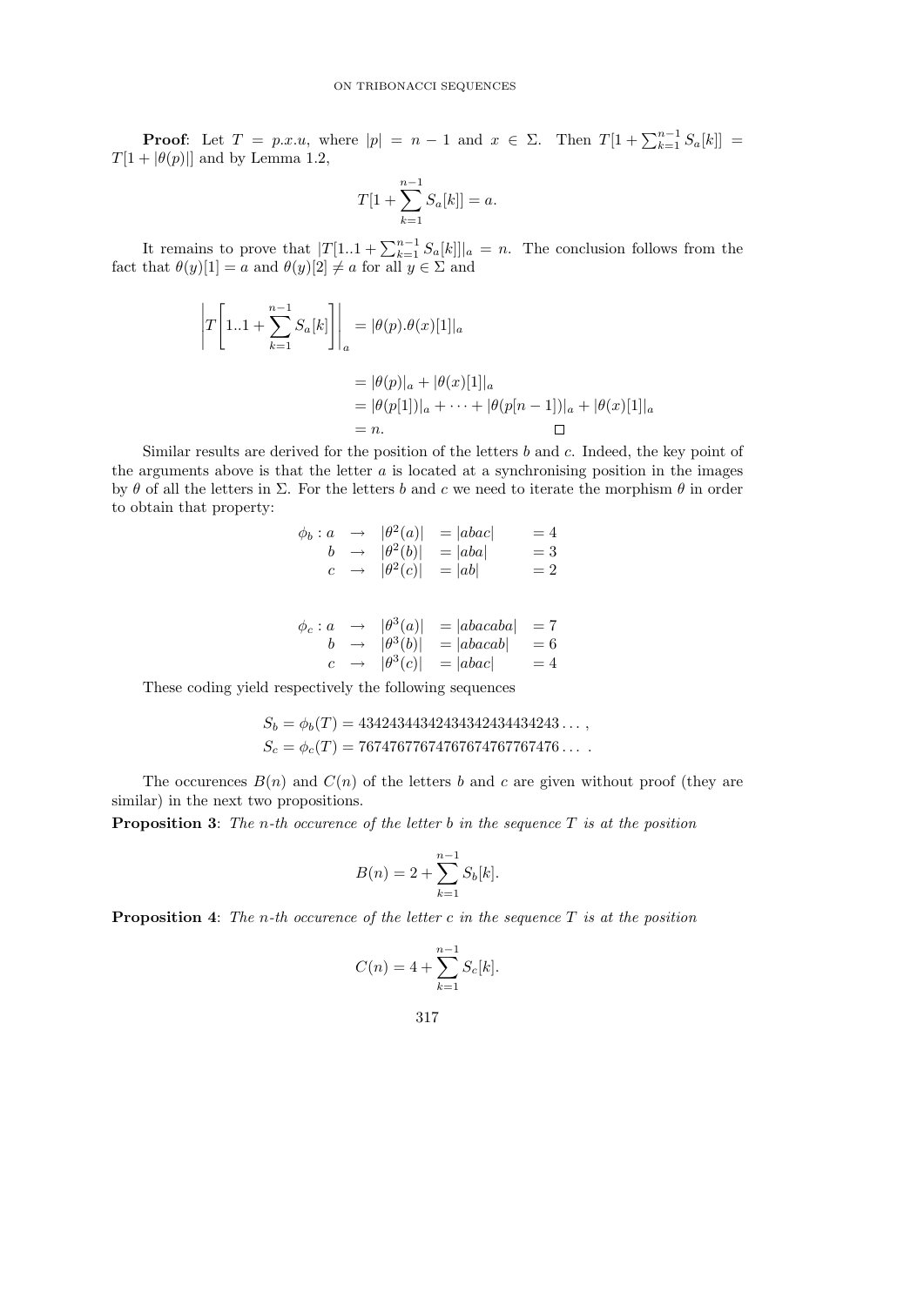**Proof**: Let $T = p.x.u$, where $|p| = n-1$ and $x \in \Sigma$. Then $T[1 + \sum_{k=1}^{n-1} S_a[k]] = T[1 + |\theta(p)|]$ and by Lemma 1.2,

$$T[1 + \sum_{k=1}^{n-1} S_a[k]] = a.$$

It remains to prove that $|T[1..1 + \sum_{k=1}^{n-1} S_a[k]]|_a = n$. The conclusion follows from the fact that $\theta(y)[1] = a$ and $\theta(y)[2] \neq a$ for all $y \in \Sigma$ and

$$\begin{aligned}
\left| T\left[1..1 + \sum_{k=1}^{n-1} S_a[k]\right] \right|_a &= |\theta(p).\theta(x)[1]|_a \\
&= |\theta(p)|_a + |\theta(x)[1]|_a \\
&= |\theta(p[1])|_a + \cdots + |\theta(p[n-1])|_a + |\theta(x)[1]|_a \\
&= n.
\end{aligned}$$

□

Similar results are derived for the position of the letters $b$ and $c$. Indeed, the key point of the arguments above is that the letter $a$ is located at a synchronising position in the images by $\theta$ of all the letters in $\Sigma$. For the letters $b$ and $c$ we need to iterate the morphism $\theta$ in order to obtain that property:

$$\begin{aligned}
\phi_b : a &\rightarrow |\theta^2(a)| = |abac| = 4 \\
b &\rightarrow |\theta^2(b)| = |aba| = 3 \\
c &\rightarrow |\theta^2(c)| = |ab| = 2
\end{aligned}$$

$$\begin{aligned}
\phi_c : a &\rightarrow |\theta^3(a)| = |abacaba| = 7 \\
b &\rightarrow |\theta^3(b)| = |abacab| = 6 \\
c &\rightarrow |\theta^3(c)| = |abac| = 4
\end{aligned}$$

These coding yield respectively the following sequences

$$S_b = \phi_b(T) = 434243443424343424343434243\ldots,$$
$$S_c = \phi_c(T) = 767476776747676747677767476\ldots.$$

The occurences $B(n)$ and $C(n)$ of the letters $b$ and $c$ are given without proof (they are similar) in the next two propositions.

**Proposition 3**: *The $n$-th occurence of the letter $b$ in the sequence $T$ is at the position*

$$B(n) = 2 + \sum_{k=1}^{n-1} S_b[k].$$

**Proposition 4**: *The $n$-th occurence of the letter $c$ in the sequence $T$ is at the position*

$$C(n) = 4 + \sum_{k=1}^{n-1} S_c[k].$$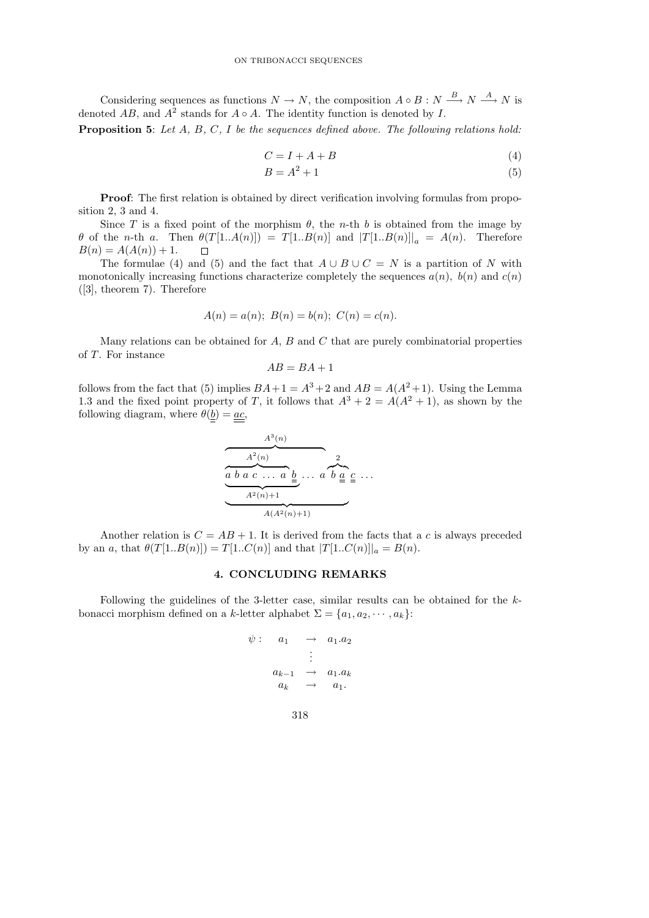Considering sequences as functions $N \to N$, the composition $A \circ B : N \xrightarrow{B} N \xrightarrow{A} N$ is denoted $AB$, and $A^2$ stands for $A \circ A$. The identity function is denoted by $I$.

**Proposition 5**: *Let $A$, $B$, $C$, $I$ be the sequences defined above. The following relations hold:*

$$C = I + A + B \tag{4}$$

$$B = A^2 + 1 \tag{5}$$

**Proof**: The first relation is obtained by direct verification involving formulas from proposition 2, 3 and 4.

Since $T$ is a fixed point of the morphism $\theta$, the $n$-th $b$ is obtained from the image by $\theta$ of the $n$-th $a$. Then $\theta(T[1..A(n)]) = T[1..B(n)]$ and $|T[1..B(n)]|_a = A(n)$. Therefore $B(n) = A(A(n)) + 1$. $\square$

The formulae (4) and (5) and the fact that $A \cup B \cup C = N$ is a partition of $N$ with monotonically increasing functions characterize completely the sequences $a(n)$, $b(n)$ and $c(n)$ ([3], theorem 7). Therefore

$$A(n) = a(n);\ B(n) = b(n);\ C(n) = c(n).$$

Many relations can be obtained for $A$, $B$ and $C$ that are purely combinatorial properties of $T$. For instance

$$AB = BA + 1$$

follows from the fact that (5) implies $BA+1 = A^3+2$ and $AB = A(A^2+1)$. Using the Lemma 1.3 and the fixed point property of $T$, it follows that $A^3 + 2 = A(A^2 + 1)$, as shown by the following diagram, where $\theta(\underline{b}) = \underline{\underline{ac}}$,

$$\overbrace{\overbrace{a\ b\ a\ c\ \ldots\ a}^{A^2(n)}\ \underline{b}\ \ldots\ a}^{A^3(n)}\ \overbrace{b\ \underline{\underline{a}}}^{2}\ \underline{\underline{c}}\ \ldots$$

$$\underbrace{\underbrace{a\ b\ a\ c\ \ldots\ a\ \underline{b}}_{A^2(n)+1}\ \ldots\ a\ b\ \underline{\underline{a}}}_{A(A^2(n)+1)}$$

Another relation is $C = AB + 1$. It is derived from the facts that a $c$ is always preceded by an $a$, that $\theta(T[1..B(n)]) = T[1..C(n)]$ and that $|T[1..C(n)]|_a = B(n)$.

## 4. CONCLUDING REMARKS

Following the guidelines of the 3-letter case, similar results can be obtained for the $k$-bonacci morphism defined on a $k$-letter alphabet $\Sigma = \{a_1, a_2, \cdots, a_k\}$:

$$\begin{array}{rccl} \psi: & a_1 & \to & a_1.a_2 \\ & & \vdots & \\ & a_{k-1} & \to & a_1.a_k \\ & a_k & \to & a_1. \end{array}$$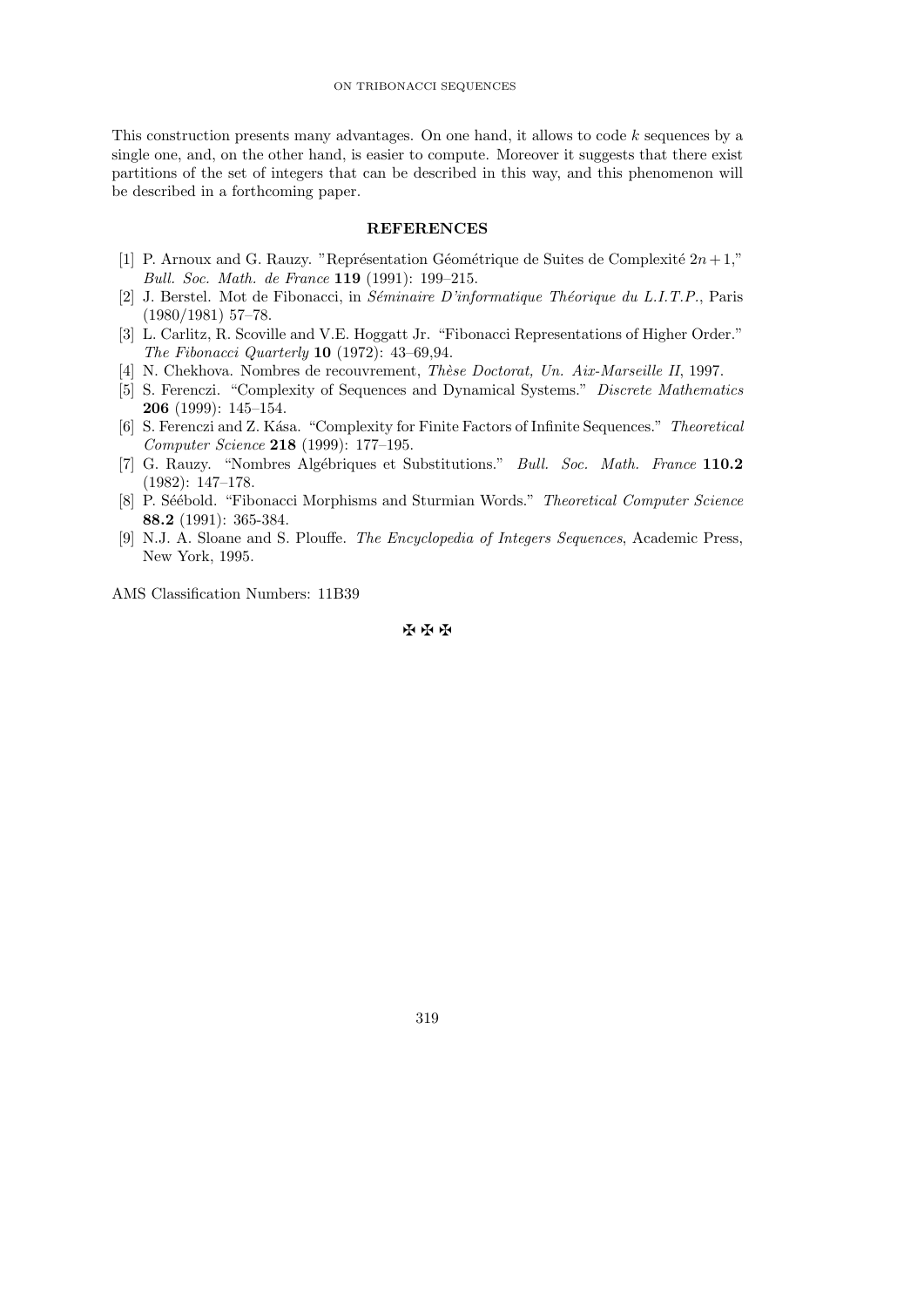This construction presents many advantages. On one hand, it allows to code $k$ sequences by a single one, and, on the other hand, is easier to compute. Moreover it suggests that there exist partitions of the set of integers that can be described in this way, and this phenomenon will be described in a forthcoming paper.

## REFERENCES

[1] P. Arnoux and G. Rauzy. "Représentation Géométrique de Suites de Complexité $2n+1$," *Bull. Soc. Math. de France* **119** (1991): 199–215.

[2] J. Berstel. Mot de Fibonacci, in *Séminaire D'informatique Théorique du L.I.T.P.*, Paris (1980/1981) 57–78.

[3] L. Carlitz, R. Scoville and V.E. Hoggatt Jr. "Fibonacci Representations of Higher Order." *The Fibonacci Quarterly* **10** (1972): 43–69,94.

[4] N. Chekhova. Nombres de recouvrement, *Thèse Doctorat, Un. Aix-Marseille II*, 1997.

[5] S. Ferenczi. "Complexity of Sequences and Dynamical Systems." *Discrete Mathematics* **206** (1999): 145–154.

[6] S. Ferenczi and Z. Kása. "Complexity for Finite Factors of Infinite Sequences." *Theoretical Computer Science* **218** (1999): 177–195.

[7] G. Rauzy. "Nombres Algébriques et Substitutions." *Bull. Soc. Math. France* **110.2** (1982): 147–178.

[8] P. Séébold. "Fibonacci Morphisms and Sturmian Words." *Theoretical Computer Science* **88.2** (1991): 365-384.

[9] N.J. A. Sloane and S. Plouffe. *The Encyclopedia of Integers Sequences*, Academic Press, New York, 1995.

AMS Classification Numbers: 11B39

✠ ✠ ✠